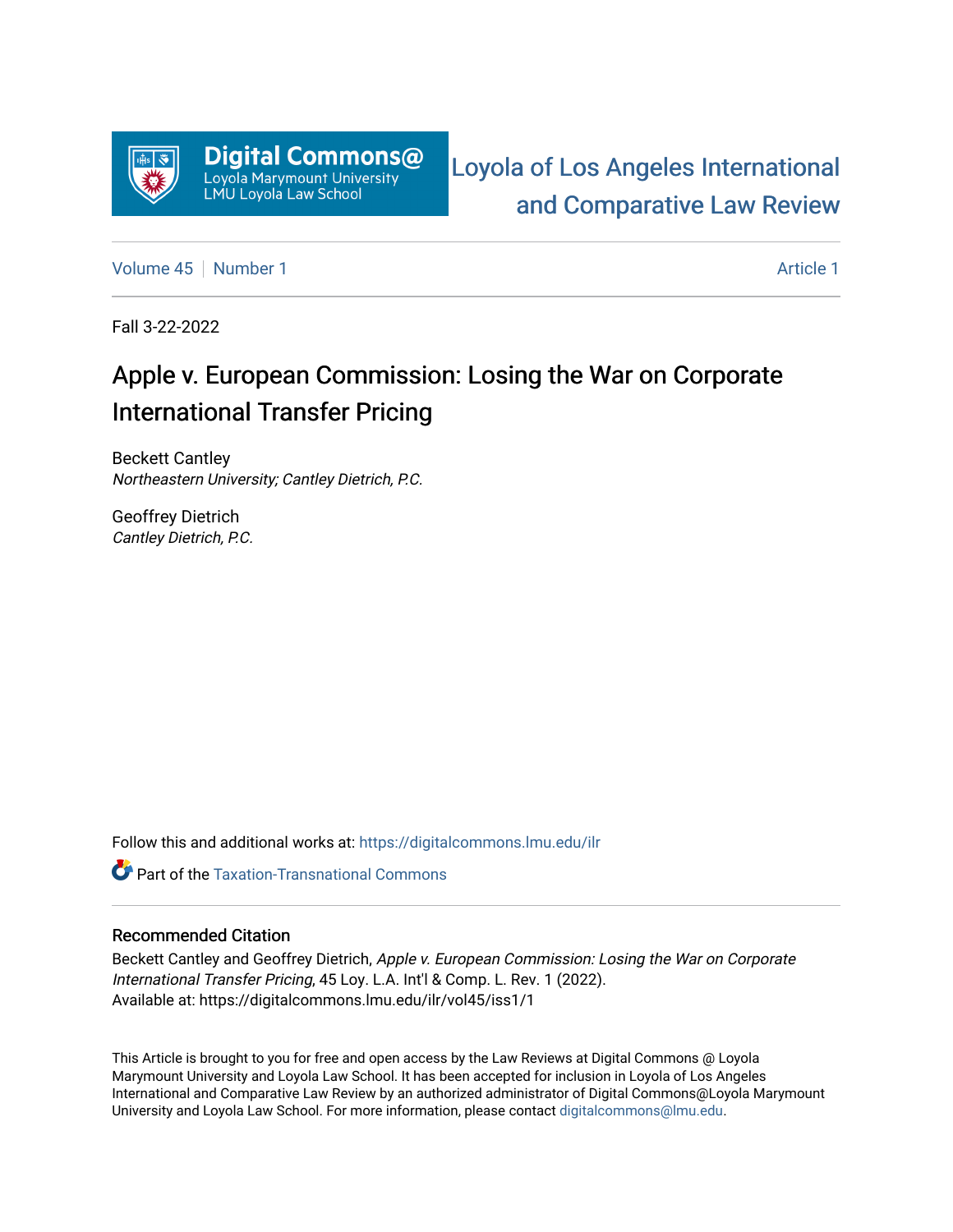Digital Commons@ Loyola Marymount University LMU Loyola Law School

Loyola of Los Angeles International and Comparative Law Review

Volume 45 | Number 1 Article 1

Fall 3-22-2022

# Apple v. European Commission: Losing the War on Corporate International Transfer Pricing

Beckett Cantley
*Northeastern University; Cantley Dietrich, P.C.*

Geoffrey Dietrich
*Cantley Dietrich, P.C.*

Follow this and additional works at: https://digitalcommons.lmu.edu/ilr

Part of the Taxation-Transnational Commons

## Recommended Citation

Beckett Cantley and Geoffrey Dietrich, *Apple v. European Commission: Losing the War on Corporate International Transfer Pricing*, 45 Loy. L.A. Int'l & Comp. L. Rev. 1 (2022).
Available at: https://digitalcommons.lmu.edu/ilr/vol45/iss1/1

This Article is brought to you for free and open access by the Law Reviews at Digital Commons @ Loyola Marymount University and Loyola Law School. It has been accepted for inclusion in Loyola of Los Angeles International and Comparative Law Review by an authorized administrator of Digital Commons@Loyola Marymount University and Loyola Law School. For more information, please contact digitalcommons@lmu.edu.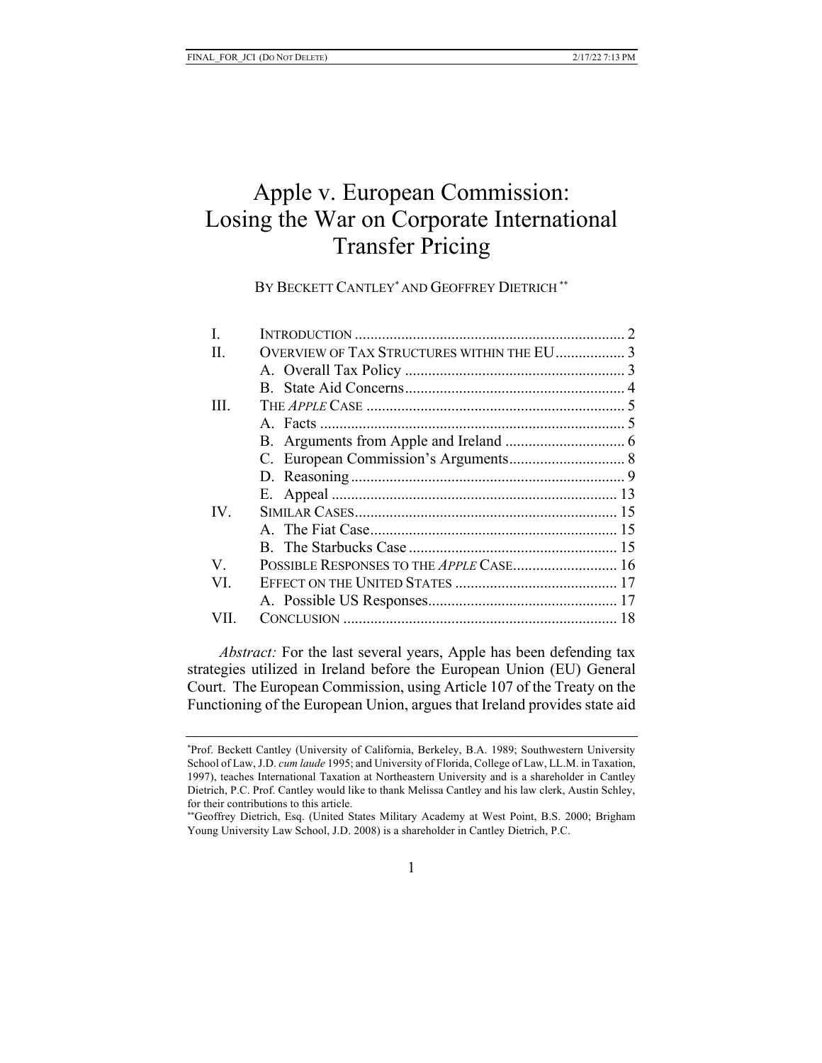# Apple v. European Commission: Losing the War on Corporate International Transfer Pricing

BY BECKETT CANTLEY[*] AND GEOFFREY DIETRICH[**]

| | | |
|---|---|---|
| I. | INTRODUCTION | 2 |
| II. | OVERVIEW OF TAX STRUCTURES WITHIN THE EU | 3 |
| | A. Overall Tax Policy | 3 |
| | B. State Aid Concerns | 4 |
| III. | THE *APPLE* CASE | 5 |
| | A. Facts | 5 |
| | B. Arguments from Apple and Ireland | 6 |
| | C. European Commission's Arguments | 8 |
| | D. Reasoning | 9 |
| | E. Appeal | 13 |
| IV. | SIMILAR CASES | 15 |
| | A. The Fiat Case | 15 |
| | B. The Starbucks Case | 15 |
| V. | POSSIBLE RESPONSES TO THE *APPLE* CASE | 16 |
| VI. | EFFECT ON THE UNITED STATES | 17 |
| | A. Possible US Responses | 17 |
| VII. | CONCLUSION | 18 |

*Abstract:* For the last several years, Apple has been defending tax strategies utilized in Ireland before the European Union (EU) General Court. The European Commission, using Article 107 of the Treaty on the Functioning of the European Union, argues that Ireland provides state aid

---

[*] Prof. Beckett Cantley (University of California, Berkeley, B.A. 1989; Southwestern University School of Law, J.D. *cum laude* 1995; and University of Florida, College of Law, LL.M. in Taxation, 1997), teaches International Taxation at Northeastern University and is a shareholder in Cantley Dietrich, P.C. Prof. Cantley would like to thank Melissa Cantley and his law clerk, Austin Schley, for their contributions to this article.

[**] Geoffrey Dietrich, Esq. (United States Military Academy at West Point, B.S. 2000; Brigham Young University Law School, J.D. 2008) is a shareholder in Cantley Dietrich, P.C.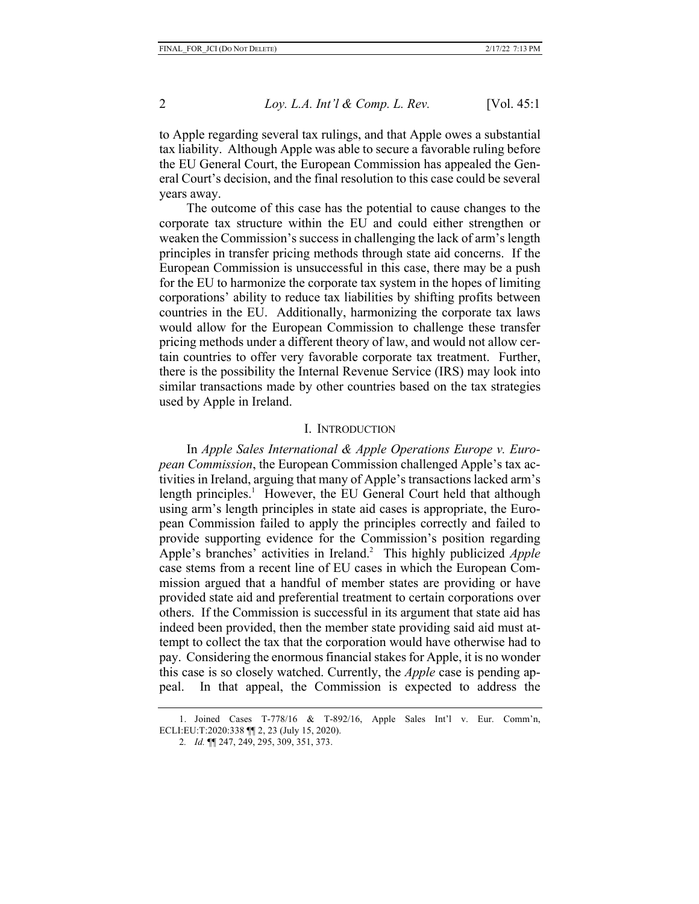to Apple regarding several tax rulings, and that Apple owes a substantial tax liability. Although Apple was able to secure a favorable ruling before the EU General Court, the European Commission has appealed the General Court's decision, and the final resolution to this case could be several years away.

The outcome of this case has the potential to cause changes to the corporate tax structure within the EU and could either strengthen or weaken the Commission's success in challenging the lack of arm's length principles in transfer pricing methods through state aid concerns. If the European Commission is unsuccessful in this case, there may be a push for the EU to harmonize the corporate tax system in the hopes of limiting corporations' ability to reduce tax liabilities by shifting profits between countries in the EU. Additionally, harmonizing the corporate tax laws would allow for the European Commission to challenge these transfer pricing methods under a different theory of law, and would not allow certain countries to offer very favorable corporate tax treatment. Further, there is the possibility the Internal Revenue Service (IRS) may look into similar transactions made by other countries based on the tax strategies used by Apple in Ireland.

## I. Introduction

In *Apple Sales International & Apple Operations Europe v. European Commission*, the European Commission challenged Apple's tax activities in Ireland, arguing that many of Apple's transactions lacked arm's length principles.[1] However, the EU General Court held that although using arm's length principles in state aid cases is appropriate, the European Commission failed to apply the principles correctly and failed to provide supporting evidence for the Commission's position regarding Apple's branches' activities in Ireland.[2] This highly publicized *Apple* case stems from a recent line of EU cases in which the European Commission argued that a handful of member states are providing or have provided state aid and preferential treatment to certain corporations over others. If the Commission is successful in its argument that state aid has indeed been provided, then the member state providing said aid must attempt to collect the tax that the corporation would have otherwise had to pay. Considering the enormous financial stakes for Apple, it is no wonder this case is so closely watched. Currently, the *Apple* case is pending appeal. In that appeal, the Commission is expected to address the

---

1. Joined Cases T-778/16 & T-892/16, Apple Sales Int'l v. Eur. Comm'n, ECLI:EU:T:2020:338 ¶¶ 2, 23 (July 15, 2020).

2. *Id.* ¶¶ 247, 249, 295, 309, 351, 373.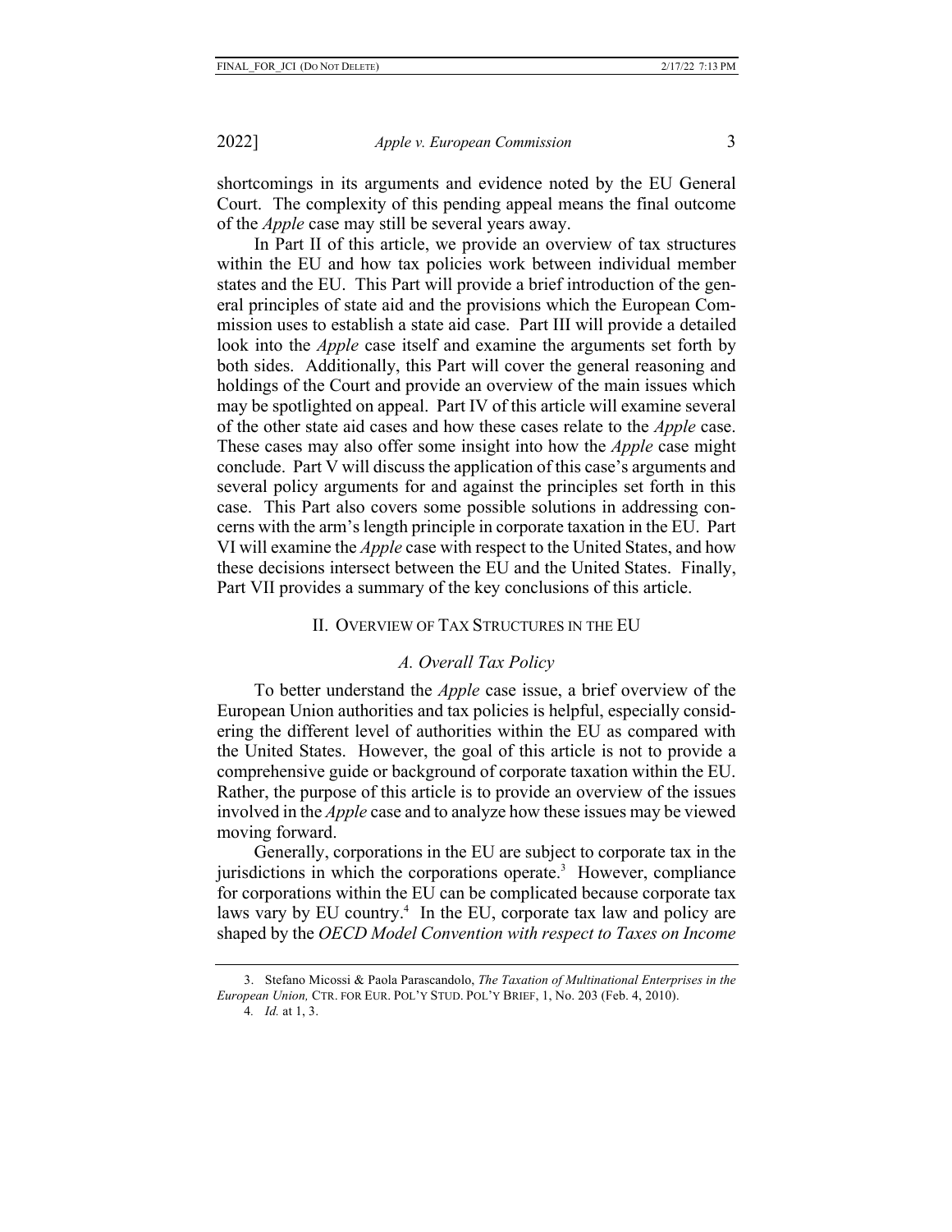shortcomings in its arguments and evidence noted by the EU General Court. The complexity of this pending appeal means the final outcome of the *Apple* case may still be several years away.

In Part II of this article, we provide an overview of tax structures within the EU and how tax policies work between individual member states and the EU. This Part will provide a brief introduction of the general principles of state aid and the provisions which the European Commission uses to establish a state aid case. Part III will provide a detailed look into the *Apple* case itself and examine the arguments set forth by both sides. Additionally, this Part will cover the general reasoning and holdings of the Court and provide an overview of the main issues which may be spotlighted on appeal. Part IV of this article will examine several of the other state aid cases and how these cases relate to the *Apple* case. These cases may also offer some insight into how the *Apple* case might conclude. Part V will discuss the application of this case's arguments and several policy arguments for and against the principles set forth in this case. This Part also covers some possible solutions in addressing concerns with the arm's length principle in corporate taxation in the EU. Part VI will examine the *Apple* case with respect to the United States, and how these decisions intersect between the EU and the United States. Finally, Part VII provides a summary of the key conclusions of this article.

## II. Overview of Tax Structures in the EU

### *A. Overall Tax Policy*

To better understand the *Apple* case issue, a brief overview of the European Union authorities and tax policies is helpful, especially considering the different level of authorities within the EU as compared with the United States. However, the goal of this article is not to provide a comprehensive guide or background of corporate taxation within the EU. Rather, the purpose of this article is to provide an overview of the issues involved in the *Apple* case and to analyze how these issues may be viewed moving forward.

Generally, corporations in the EU are subject to corporate tax in the jurisdictions in which the corporations operate.[3] However, compliance for corporations within the EU can be complicated because corporate tax laws vary by EU country.[4] In the EU, corporate tax law and policy are shaped by the *OECD Model Convention with respect to Taxes on Income*

---

3. Stefano Micossi & Paola Parascandolo, *The Taxation of Multinational Enterprises in the European Union,* Ctr. for Eur. Pol'y Stud. Pol'y Brief, 1, No. 203 (Feb. 4, 2010).

4. *Id.* at 1, 3.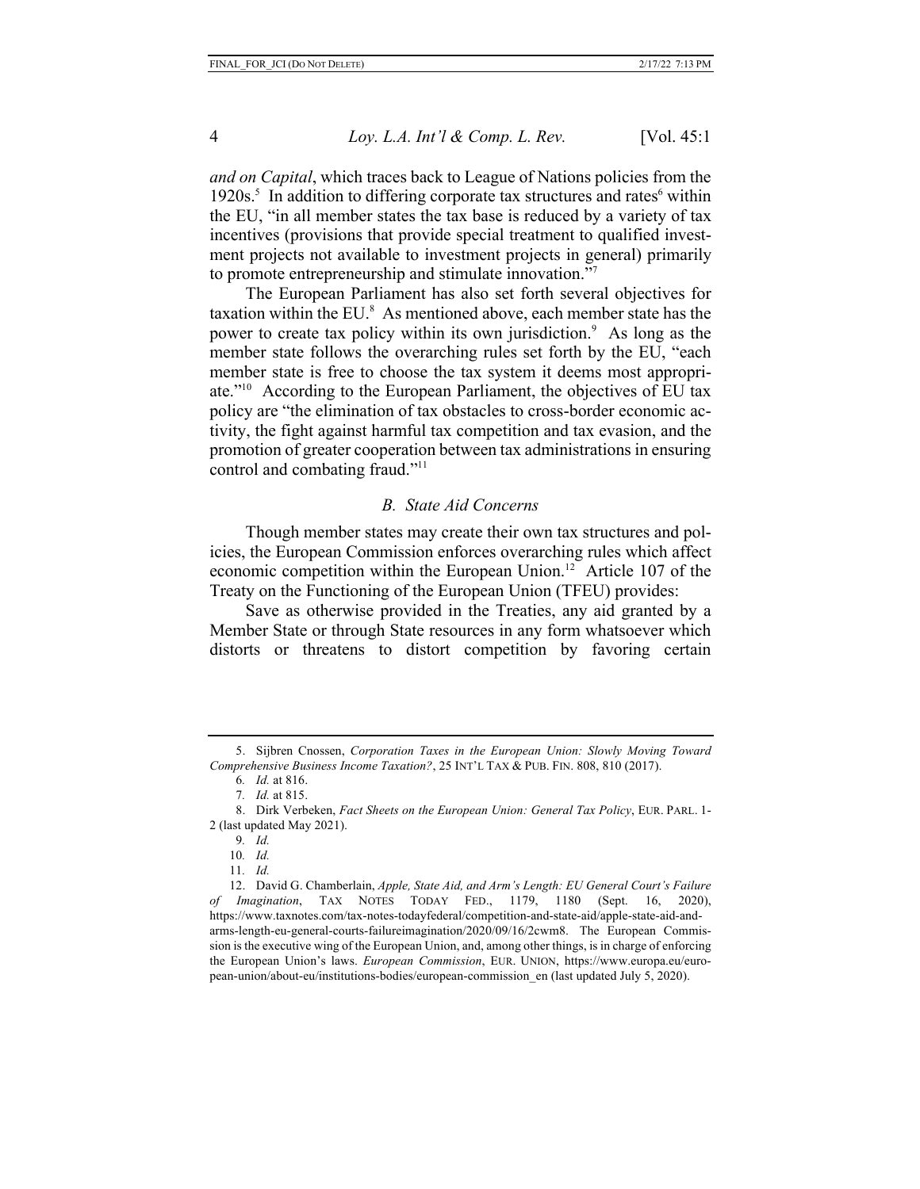*and on Capital*, which traces back to League of Nations policies from the 1920s.[5] In addition to differing corporate tax structures and rates[6] within the EU, "in all member states the tax base is reduced by a variety of tax incentives (provisions that provide special treatment to qualified investment projects not available to investment projects in general) primarily to promote entrepreneurship and stimulate innovation."[7]

The European Parliament has also set forth several objectives for taxation within the EU.[8] As mentioned above, each member state has the power to create tax policy within its own jurisdiction.[9] As long as the member state follows the overarching rules set forth by the EU, "each member state is free to choose the tax system it deems most appropriate."[10] According to the European Parliament, the objectives of EU tax policy are "the elimination of tax obstacles to cross-border economic activity, the fight against harmful tax competition and tax evasion, and the promotion of greater cooperation between tax administrations in ensuring control and combating fraud."[11]

### *B. State Aid Concerns*

Though member states may create their own tax structures and policies, the European Commission enforces overarching rules which affect economic competition within the European Union.[12] Article 107 of the Treaty on the Functioning of the European Union (TFEU) provides:

Save as otherwise provided in the Treaties, any aid granted by a Member State or through State resources in any form whatsoever which distorts or threatens to distort competition by favoring certain

---

5. Sijbren Cnossen, *Corporation Taxes in the European Union: Slowly Moving Toward Comprehensive Business Income Taxation?*, 25 INT'L TAX & PUB. FIN. 808, 810 (2017).

6. *Id.* at 816.

7. *Id.* at 815.

8. Dirk Verbeken, *Fact Sheets on the European Union: General Tax Policy*, EUR. PARL. 1-2 (last updated May 2021).

9. *Id.*

10. *Id.*

11. *Id.*

12. David G. Chamberlain, *Apple, State Aid, and Arm's Length: EU General Court's Failure of Imagination*, TAX NOTES TODAY FED., 1179, 1180 (Sept. 16, 2020), https://www.taxnotes.com/tax-notes-todayfederal/competition-and-state-aid/apple-state-aid-and-arms-length-eu-general-courts-failureimagination/2020/09/16/2cwm8. The European Commission is the executive wing of the European Union, and, among other things, is in charge of enforcing the European Union's laws. *European Commission*, EUR. UNION, https://www.europa.eu/european-union/about-eu/institutions-bodies/european-commission_en (last updated July 5, 2020).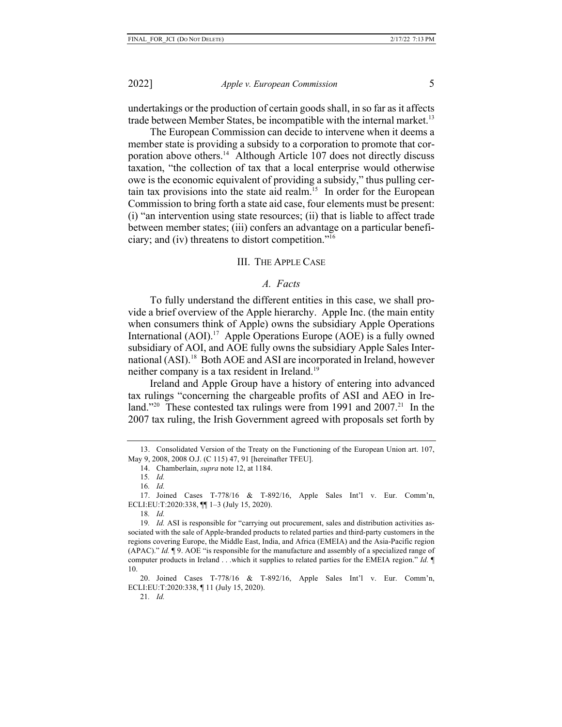undertakings or the production of certain goods shall, in so far as it affects trade between Member States, be incompatible with the internal market.[13]

The European Commission can decide to intervene when it deems a member state is providing a subsidy to a corporation to promote that corporation above others.[14] Although Article 107 does not directly discuss taxation, "the collection of tax that a local enterprise would otherwise owe is the economic equivalent of providing a subsidy," thus pulling certain tax provisions into the state aid realm.[15] In order for the European Commission to bring forth a state aid case, four elements must be present: (i) "an intervention using state resources; (ii) that is liable to affect trade between member states; (iii) confers an advantage on a particular beneficiary; and (iv) threatens to distort competition."[16]

## III. The Apple Case

### *A. Facts*

To fully understand the different entities in this case, we shall provide a brief overview of the Apple hierarchy. Apple Inc. (the main entity when consumers think of Apple) owns the subsidiary Apple Operations International (AOI).[17] Apple Operations Europe (AOE) is a fully owned subsidiary of AOI, and AOE fully owns the subsidiary Apple Sales International (ASI).[18] Both AOE and ASI are incorporated in Ireland, however neither company is a tax resident in Ireland.[19]

Ireland and Apple Group have a history of entering into advanced tax rulings "concerning the chargeable profits of ASI and AEO in Ireland."[20] These contested tax rulings were from 1991 and 2007.[21] In the 2007 tax ruling, the Irish Government agreed with proposals set forth by

---

13. Consolidated Version of the Treaty on the Functioning of the European Union art. 107, May 9, 2008, 2008 O.J. (C 115) 47, 91 [hereinafter TFEU].

14. Chamberlain, *supra* note 12, at 1184.

15. *Id.*

16. *Id.*

17. Joined Cases T-778/16 & T-892/16, Apple Sales Int'l v. Eur. Comm'n, ECLI:EU:T:2020:338, ¶¶ 1–3 (July 15, 2020).

18. *Id.*

19. *Id.* ASI is responsible for "carrying out procurement, sales and distribution activities associated with the sale of Apple-branded products to related parties and third-party customers in the regions covering Europe, the Middle East, India, and Africa (EMEIA) and the Asia-Pacific region (APAC)." *Id.* ¶ 9. AOE "is responsible for the manufacture and assembly of a specialized range of computer products in Ireland . . .which it supplies to related parties for the EMEIA region." *Id.* ¶ 10.

20. Joined Cases T-778/16 & T-892/16, Apple Sales Int'l v. Eur. Comm'n, ECLI:EU:T:2020:338, ¶ 11 (July 15, 2020).

21. *Id.*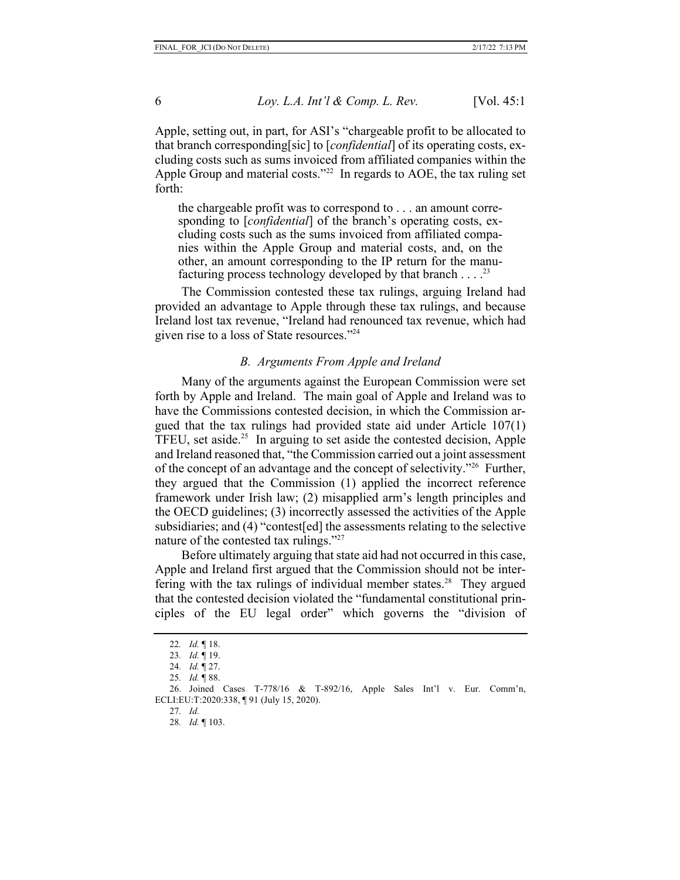Apple, setting out, in part, for ASI's "chargeable profit to be allocated to that branch corresponding[sic] to [*confidential*] of its operating costs, excluding costs such as sums invoiced from affiliated companies within the Apple Group and material costs."[22] In regards to AOE, the tax ruling set forth:

> the chargeable profit was to correspond to . . . an amount corresponding to [*confidential*] of the branch's operating costs, excluding costs such as the sums invoiced from affiliated companies within the Apple Group and material costs, and, on the other, an amount corresponding to the IP return for the manufacturing process technology developed by that branch . . . .[23]

The Commission contested these tax rulings, arguing Ireland had provided an advantage to Apple through these tax rulings, and because Ireland lost tax revenue, "Ireland had renounced tax revenue, which had given rise to a loss of State resources."[24]

### *B. Arguments From Apple and Ireland*

Many of the arguments against the European Commission were set forth by Apple and Ireland. The main goal of Apple and Ireland was to have the Commissions contested decision, in which the Commission argued that the tax rulings had provided state aid under Article 107(1) TFEU, set aside.[25] In arguing to set aside the contested decision, Apple and Ireland reasoned that, "the Commission carried out a joint assessment of the concept of an advantage and the concept of selectivity."[26] Further, they argued that the Commission (1) applied the incorrect reference framework under Irish law; (2) misapplied arm's length principles and the OECD guidelines; (3) incorrectly assessed the activities of the Apple subsidiaries; and (4) "contest[ed] the assessments relating to the selective nature of the contested tax rulings."[27]

Before ultimately arguing that state aid had not occurred in this case, Apple and Ireland first argued that the Commission should not be interfering with the tax rulings of individual member states.[28] They argued that the contested decision violated the "fundamental constitutional principles of the EU legal order" which governs the "division of

---

22. *Id.* ¶ 18.

23. *Id.* ¶ 19.

24. *Id.* ¶ 27.

25. *Id.* ¶ 88.

26. Joined Cases T-778/16 & T-892/16, Apple Sales Int'l v. Eur. Comm'n, ECLI:EU:T:2020:338, ¶ 91 (July 15, 2020).

27. *Id.*

28. *Id.* ¶ 103.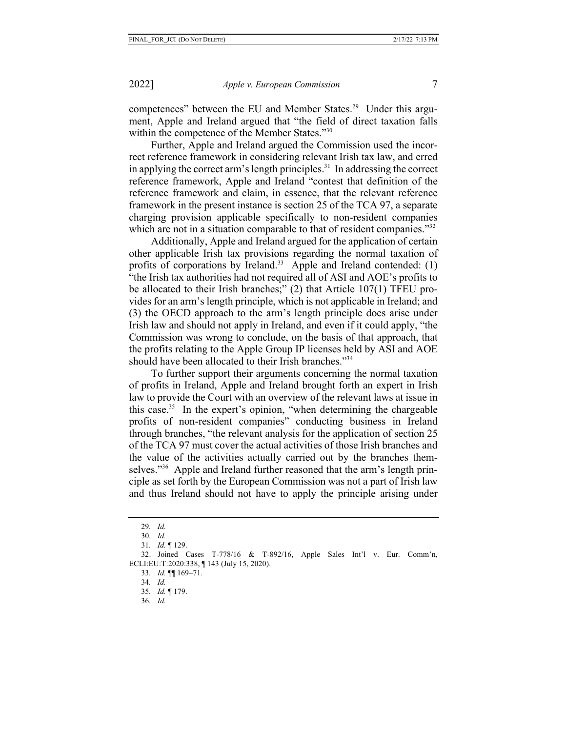competences" between the EU and Member States.[29] Under this argument, Apple and Ireland argued that "the field of direct taxation falls within the competence of the Member States."[30]

Further, Apple and Ireland argued the Commission used the incorrect reference framework in considering relevant Irish tax law, and erred in applying the correct arm's length principles.[31] In addressing the correct reference framework, Apple and Ireland "contest that definition of the reference framework and claim, in essence, that the relevant reference framework in the present instance is section 25 of the TCA 97, a separate charging provision applicable specifically to non-resident companies which are not in a situation comparable to that of resident companies."[32]

Additionally, Apple and Ireland argued for the application of certain other applicable Irish tax provisions regarding the normal taxation of profits of corporations by Ireland.[33] Apple and Ireland contended: (1) "the Irish tax authorities had not required all of ASI and AOE's profits to be allocated to their Irish branches;" (2) that Article 107(1) TFEU provides for an arm's length principle, which is not applicable in Ireland; and (3) the OECD approach to the arm's length principle does arise under Irish law and should not apply in Ireland, and even if it could apply, "the Commission was wrong to conclude, on the basis of that approach, that the profits relating to the Apple Group IP licenses held by ASI and AOE should have been allocated to their Irish branches."[34]

To further support their arguments concerning the normal taxation of profits in Ireland, Apple and Ireland brought forth an expert in Irish law to provide the Court with an overview of the relevant laws at issue in this case.[35] In the expert's opinion, "when determining the chargeable profits of non-resident companies" conducting business in Ireland through branches, "the relevant analysis for the application of section 25 of the TCA 97 must cover the actual activities of those Irish branches and the value of the activities actually carried out by the branches themselves."[36] Apple and Ireland further reasoned that the arm's length principle as set forth by the European Commission was not a part of Irish law and thus Ireland should not have to apply the principle arising under

---

29. *Id.*

30. *Id.*

31. *Id.* ¶ 129.

32. Joined Cases T-778/16 & T-892/16, Apple Sales Int'l v. Eur. Comm'n, ECLI:EU:T:2020:338, ¶ 143 (July 15, 2020).

33. *Id.* ¶¶ 169–71.

34. *Id.*

35. *Id.* ¶ 179.

36. *Id.*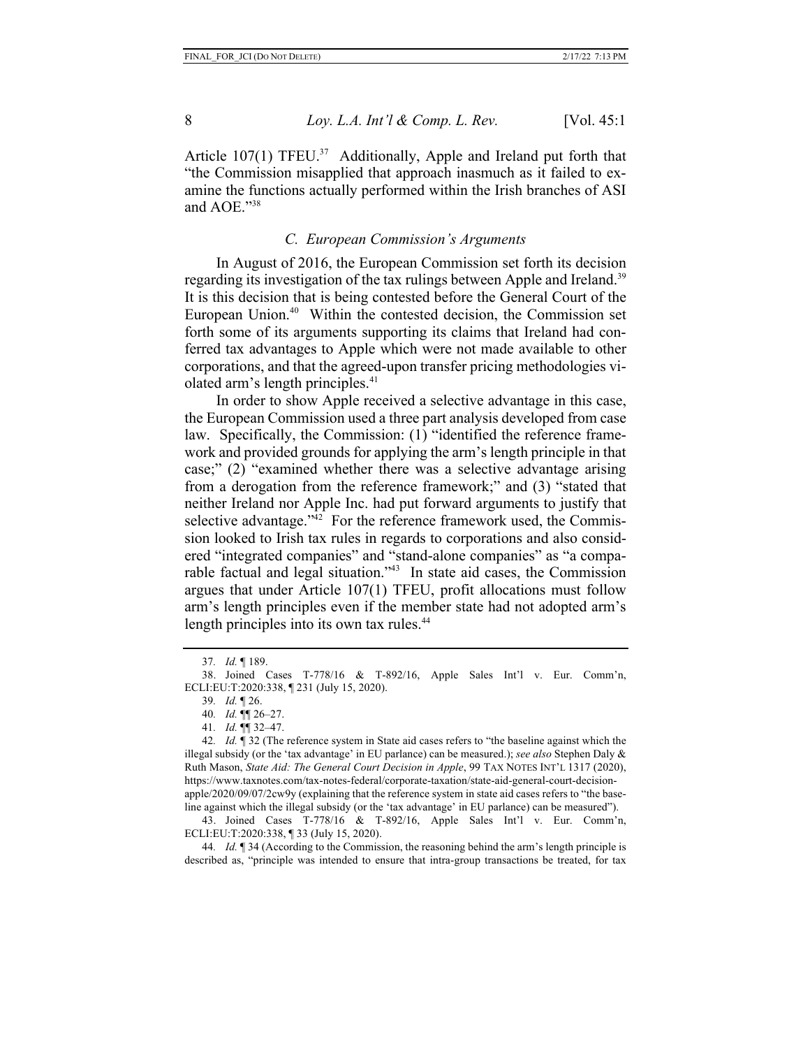Article 107(1) TFEU.[37] Additionally, Apple and Ireland put forth that "the Commission misapplied that approach inasmuch as it failed to examine the functions actually performed within the Irish branches of ASI and AOE."[38]

### *C. European Commission's Arguments*

In August of 2016, the European Commission set forth its decision regarding its investigation of the tax rulings between Apple and Ireland.[39] It is this decision that is being contested before the General Court of the European Union.[40] Within the contested decision, the Commission set forth some of its arguments supporting its claims that Ireland had conferred tax advantages to Apple which were not made available to other corporations, and that the agreed-upon transfer pricing methodologies violated arm's length principles.[41]

In order to show Apple received a selective advantage in this case, the European Commission used a three part analysis developed from case law. Specifically, the Commission: (1) "identified the reference framework and provided grounds for applying the arm's length principle in that case;" (2) "examined whether there was a selective advantage arising from a derogation from the reference framework;" and (3) "stated that neither Ireland nor Apple Inc. had put forward arguments to justify that selective advantage."[42] For the reference framework used, the Commission looked to Irish tax rules in regards to corporations and also considered "integrated companies" and "stand-alone companies" as "a comparable factual and legal situation."[43] In state aid cases, the Commission argues that under Article 107(1) TFEU, profit allocations must follow arm's length principles even if the member state had not adopted arm's length principles into its own tax rules.[44]

---

37. *Id.* ¶ 189.

38. Joined Cases T-778/16 & T-892/16, Apple Sales Int'l v. Eur. Comm'n, ECLI:EU:T:2020:338, ¶ 231 (July 15, 2020).

39. *Id.* ¶ 26.

40. *Id.* ¶¶ 26–27.

41. *Id.* ¶¶ 32–47.

42. *Id.* ¶ 32 (The reference system in State aid cases refers to "the baseline against which the illegal subsidy (or the 'tax advantage' in EU parlance) can be measured.); *see also* Stephen Daly & Ruth Mason, *State Aid: The General Court Decision in Apple*, 99 TAX NOTES INT'L 1317 (2020), https://www.taxnotes.com/tax-notes-federal/corporate-taxation/state-aid-general-court-decision-apple/2020/09/07/2cw9y (explaining that the reference system in state aid cases refers to "the baseline against which the illegal subsidy (or the 'tax advantage' in EU parlance) can be measured").

43. Joined Cases T-778/16 & T-892/16, Apple Sales Int'l v. Eur. Comm'n, ECLI:EU:T:2020:338, ¶ 33 (July 15, 2020).

44. *Id.* ¶ 34 (According to the Commission, the reasoning behind the arm's length principle is described as, "principle was intended to ensure that intra-group transactions be treated, for tax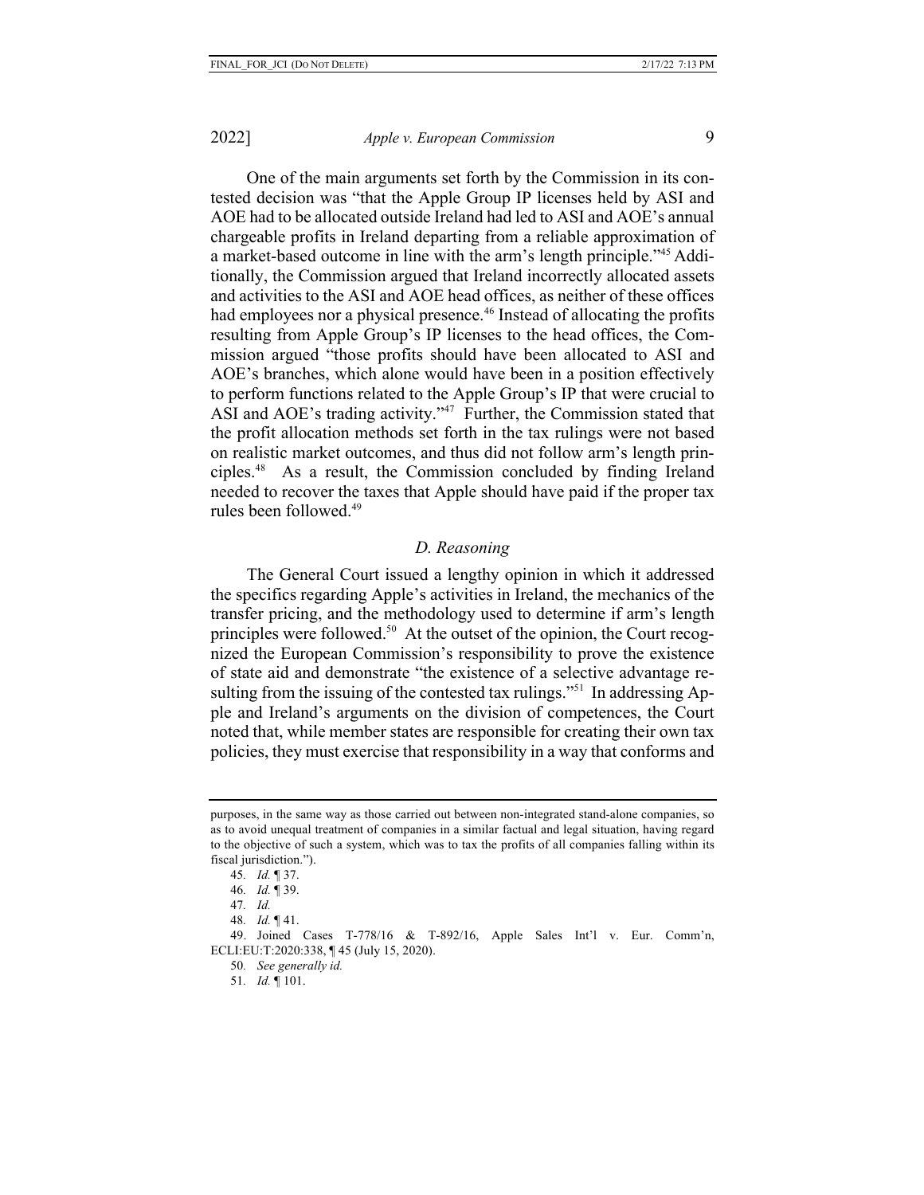One of the main arguments set forth by the Commission in its contested decision was "that the Apple Group IP licenses held by ASI and AOE had to be allocated outside Ireland had led to ASI and AOE's annual chargeable profits in Ireland departing from a reliable approximation of a market-based outcome in line with the arm's length principle."[45] Additionally, the Commission argued that Ireland incorrectly allocated assets and activities to the ASI and AOE head offices, as neither of these offices had employees nor a physical presence.[46] Instead of allocating the profits resulting from Apple Group's IP licenses to the head offices, the Commission argued "those profits should have been allocated to ASI and AOE's branches, which alone would have been in a position effectively to perform functions related to the Apple Group's IP that were crucial to ASI and AOE's trading activity."[47] Further, the Commission stated that the profit allocation methods set forth in the tax rulings were not based on realistic market outcomes, and thus did not follow arm's length principles.[48] As a result, the Commission concluded by finding Ireland needed to recover the taxes that Apple should have paid if the proper tax rules been followed.[49]

### *D. Reasoning*

The General Court issued a lengthy opinion in which it addressed the specifics regarding Apple's activities in Ireland, the mechanics of the transfer pricing, and the methodology used to determine if arm's length principles were followed.[50] At the outset of the opinion, the Court recognized the European Commission's responsibility to prove the existence of state aid and demonstrate "the existence of a selective advantage resulting from the issuing of the contested tax rulings."[51] In addressing Apple and Ireland's arguments on the division of competences, the Court noted that, while member states are responsible for creating their own tax policies, they must exercise that responsibility in a way that conforms and

---

purposes, in the same way as those carried out between non-integrated stand-alone companies, so as to avoid unequal treatment of companies in a similar factual and legal situation, having regard to the objective of such a system, which was to tax the profits of all companies falling within its fiscal jurisdiction.").

45. *Id.* ¶ 37.

46. *Id.* ¶ 39.

47. *Id.*

48. *Id.* ¶ 41.

49. Joined Cases T-778/16 & T-892/16, Apple Sales Int'l v. Eur. Comm'n, ECLI:EU:T:2020:338, ¶ 45 (July 15, 2020).

50. *See generally id.*

51. *Id.* ¶ 101.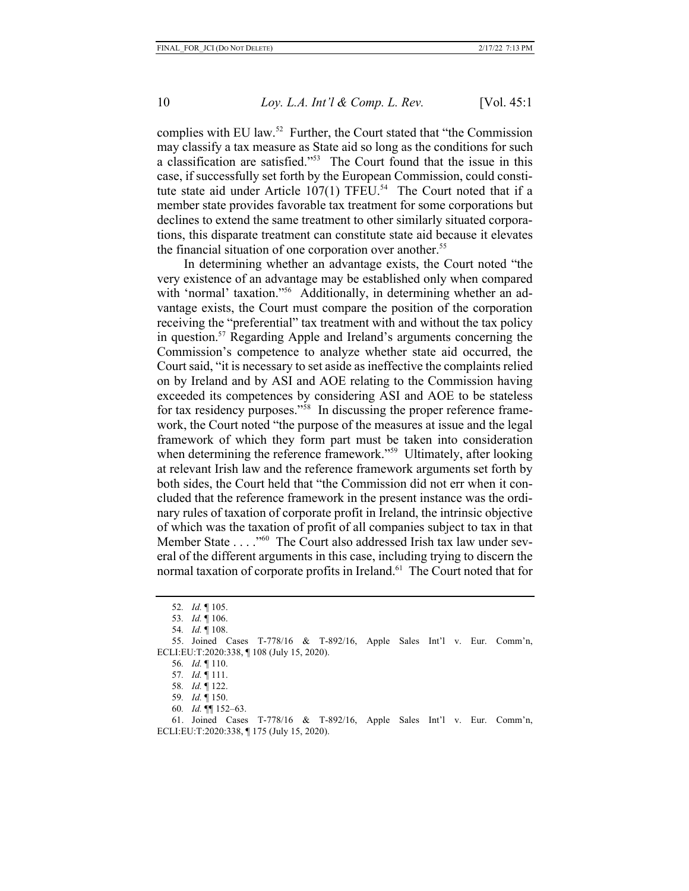complies with EU law.[52] Further, the Court stated that "the Commission may classify a tax measure as State aid so long as the conditions for such a classification are satisfied."[53] The Court found that the issue in this case, if successfully set forth by the European Commission, could constitute state aid under Article 107(1) TFEU.[54] The Court noted that if a member state provides favorable tax treatment for some corporations but declines to extend the same treatment to other similarly situated corporations, this disparate treatment can constitute state aid because it elevates the financial situation of one corporation over another.[55]

In determining whether an advantage exists, the Court noted "the very existence of an advantage may be established only when compared with 'normal' taxation."[56] Additionally, in determining whether an advantage exists, the Court must compare the position of the corporation receiving the "preferential" tax treatment with and without the tax policy in question.[57] Regarding Apple and Ireland's arguments concerning the Commission's competence to analyze whether state aid occurred, the Court said, "it is necessary to set aside as ineffective the complaints relied on by Ireland and by ASI and AOE relating to the Commission having exceeded its competences by considering ASI and AOE to be stateless for tax residency purposes."[58] In discussing the proper reference framework, the Court noted "the purpose of the measures at issue and the legal framework of which they form part must be taken into consideration when determining the reference framework."[59] Ultimately, after looking at relevant Irish law and the reference framework arguments set forth by both sides, the Court held that "the Commission did not err when it concluded that the reference framework in the present instance was the ordinary rules of taxation of corporate profit in Ireland, the intrinsic objective of which was the taxation of profit of all companies subject to tax in that Member State . . . ."[60] The Court also addressed Irish tax law under several of the different arguments in this case, including trying to discern the normal taxation of corporate profits in Ireland.[61] The Court noted that for

---

52. *Id.* ¶ 105.

53. *Id.* ¶ 106.

54. *Id.* ¶ 108.

55. Joined Cases T-778/16 & T-892/16, Apple Sales Int'l v. Eur. Comm'n, ECLI:EU:T:2020:338, ¶ 108 (July 15, 2020).

56. *Id.* ¶ 110.

57. *Id.* ¶ 111.

58. *Id.* ¶ 122.

59. *Id.* ¶ 150.

60. *Id.* ¶¶ 152–63.

61. Joined Cases T-778/16 & T-892/16, Apple Sales Int'l v. Eur. Comm'n, ECLI:EU:T:2020:338, ¶ 175 (July 15, 2020).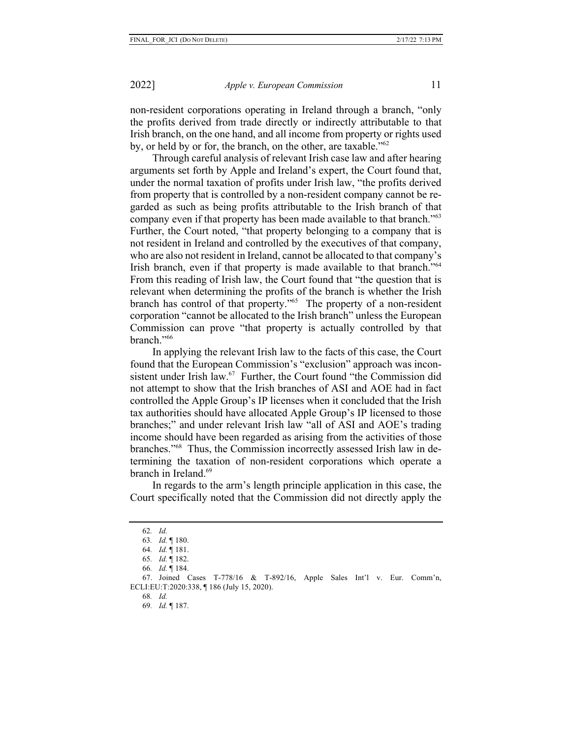non-resident corporations operating in Ireland through a branch, "only the profits derived from trade directly or indirectly attributable to that Irish branch, on the one hand, and all income from property or rights used by, or held by or for, the branch, on the other, are taxable."[62]

Through careful analysis of relevant Irish case law and after hearing arguments set forth by Apple and Ireland's expert, the Court found that, under the normal taxation of profits under Irish law, "the profits derived from property that is controlled by a non-resident company cannot be regarded as such as being profits attributable to the Irish branch of that company even if that property has been made available to that branch."[63] Further, the Court noted, "that property belonging to a company that is not resident in Ireland and controlled by the executives of that company, who are also not resident in Ireland, cannot be allocated to that company's Irish branch, even if that property is made available to that branch."[64] From this reading of Irish law, the Court found that "the question that is relevant when determining the profits of the branch is whether the Irish branch has control of that property."[65] The property of a non-resident corporation "cannot be allocated to the Irish branch" unless the European Commission can prove "that property is actually controlled by that branch."[66]

In applying the relevant Irish law to the facts of this case, the Court found that the European Commission's "exclusion" approach was inconsistent under Irish law.[67] Further, the Court found "the Commission did not attempt to show that the Irish branches of ASI and AOE had in fact controlled the Apple Group's IP licenses when it concluded that the Irish tax authorities should have allocated Apple Group's IP licensed to those branches;" and under relevant Irish law "all of ASI and AOE's trading income should have been regarded as arising from the activities of those branches."[68] Thus, the Commission incorrectly assessed Irish law in determining the taxation of non-resident corporations which operate a branch in Ireland.[69]

In regards to the arm's length principle application in this case, the Court specifically noted that the Commission did not directly apply the

---

62. *Id.*

63. *Id.* ¶ 180.

64. *Id.* ¶ 181.

65. *Id.* ¶ 182.

66. *Id.* ¶ 184.

67. Joined Cases T-778/16 & T-892/16, Apple Sales Int'l v. Eur. Comm'n, ECLI:EU:T:2020:338, ¶ 186 (July 15, 2020).

68. *Id.*

69. *Id.* ¶ 187.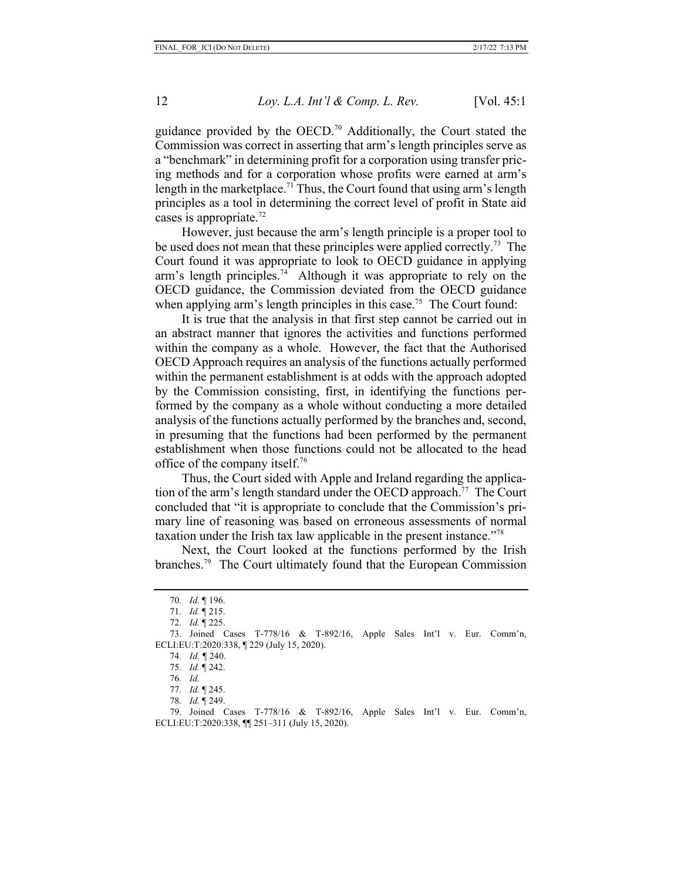guidance provided by the OECD.[70] Additionally, the Court stated the Commission was correct in asserting that arm's length principles serve as a "benchmark" in determining profit for a corporation using transfer pricing methods and for a corporation whose profits were earned at arm's length in the marketplace.[71] Thus, the Court found that using arm's length principles as a tool in determining the correct level of profit in State aid cases is appropriate.[72]

However, just because the arm's length principle is a proper tool to be used does not mean that these principles were applied correctly.[73] The Court found it was appropriate to look to OECD guidance in applying arm's length principles.[74] Although it was appropriate to rely on the OECD guidance, the Commission deviated from the OECD guidance when applying arm's length principles in this case.[75] The Court found:

It is true that the analysis in that first step cannot be carried out in an abstract manner that ignores the activities and functions performed within the company as a whole. However, the fact that the Authorised OECD Approach requires an analysis of the functions actually performed within the permanent establishment is at odds with the approach adopted by the Commission consisting, first, in identifying the functions performed by the company as a whole without conducting a more detailed analysis of the functions actually performed by the branches and, second, in presuming that the functions had been performed by the permanent establishment when those functions could not be allocated to the head office of the company itself.[76]

Thus, the Court sided with Apple and Ireland regarding the application of the arm's length standard under the OECD approach.[77] The Court concluded that "it is appropriate to conclude that the Commission's primary line of reasoning was based on erroneous assessments of normal taxation under the Irish tax law applicable in the present instance."[78]

Next, the Court looked at the functions performed by the Irish branches.[79] The Court ultimately found that the European Commission

---

70. *Id.* ¶ 196.

71. *Id.* ¶ 215.

72. *Id.* ¶ 225.

73. Joined Cases T-778/16 & T-892/16, Apple Sales Int'l v. Eur. Comm'n, ECLI:EU:T:2020:338, ¶ 229 (July 15, 2020).

74. *Id.* ¶ 240.

75. *Id.* ¶ 242.

76. *Id.*

77. *Id.* ¶ 245.

78. *Id.* ¶ 249.

79. Joined Cases T-778/16 & T-892/16, Apple Sales Int'l v. Eur. Comm'n, ECLI:EU:T:2020:338, ¶¶ 251–311 (July 15, 2020).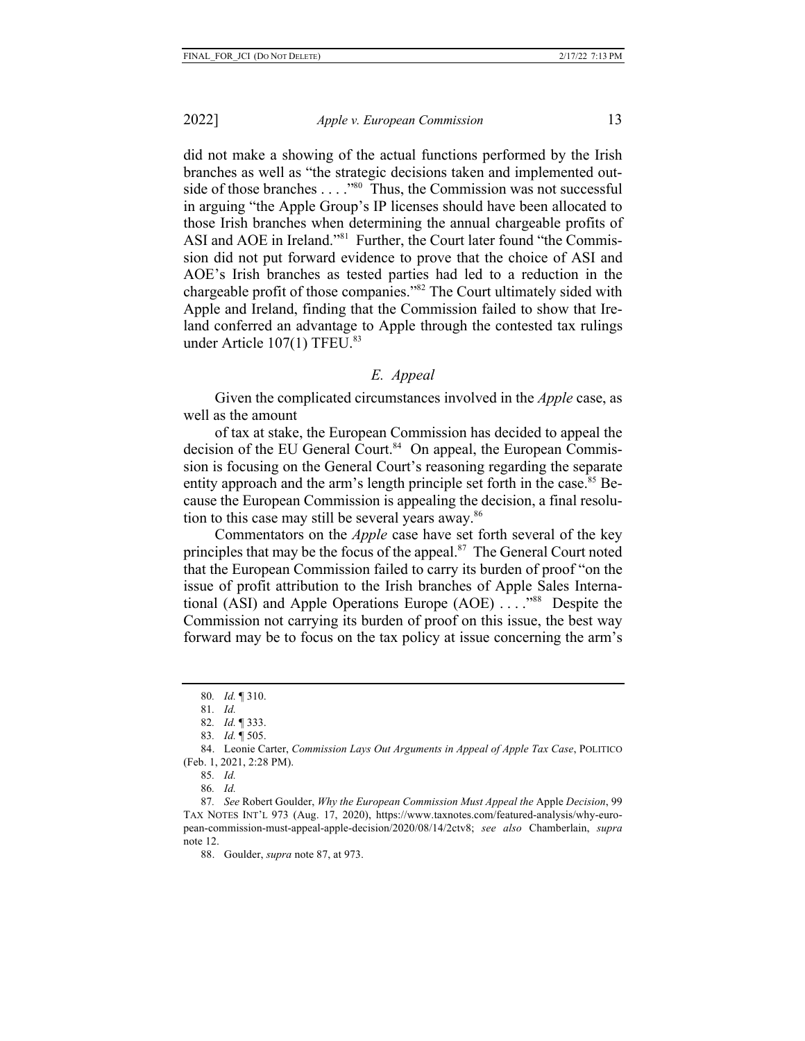did not make a showing of the actual functions performed by the Irish branches as well as "the strategic decisions taken and implemented outside of those branches . . . ."[80] Thus, the Commission was not successful in arguing "the Apple Group's IP licenses should have been allocated to those Irish branches when determining the annual chargeable profits of ASI and AOE in Ireland."[81] Further, the Court later found "the Commission did not put forward evidence to prove that the choice of ASI and AOE's Irish branches as tested parties had led to a reduction in the chargeable profit of those companies."[82] The Court ultimately sided with Apple and Ireland, finding that the Commission failed to show that Ireland conferred an advantage to Apple through the contested tax rulings under Article 107(1) TFEU.[83]

### *E. Appeal*

Given the complicated circumstances involved in the *Apple* case, as well as the amount

of tax at stake, the European Commission has decided to appeal the decision of the EU General Court.[84] On appeal, the European Commission is focusing on the General Court's reasoning regarding the separate entity approach and the arm's length principle set forth in the case.[85] Because the European Commission is appealing the decision, a final resolution to this case may still be several years away.[86]

Commentators on the *Apple* case have set forth several of the key principles that may be the focus of the appeal.[87] The General Court noted that the European Commission failed to carry its burden of proof "on the issue of profit attribution to the Irish branches of Apple Sales International (ASI) and Apple Operations Europe (AOE) . . . ."[88] Despite the Commission not carrying its burden of proof on this issue, the best way forward may be to focus on the tax policy at issue concerning the arm's

---

80. *Id.* ¶ 310.

81. *Id.*

82. *Id.* ¶ 333.

83. *Id.* ¶ 505.

84. Leonie Carter, *Commission Lays Out Arguments in Appeal of Apple Tax Case*, POLITICO (Feb. 1, 2021, 2:28 PM).

85. *Id.*

86. *Id.*

87. *See* Robert Goulder, *Why the European Commission Must Appeal the* Apple *Decision*, 99 TAX NOTES INT'L 973 (Aug. 17, 2020), https://www.taxnotes.com/featured-analysis/why-european-commission-must-appeal-apple-decision/2020/08/14/2ctv8; *see also* Chamberlain, *supra* note 12.

88. Goulder, *supra* note 87, at 973.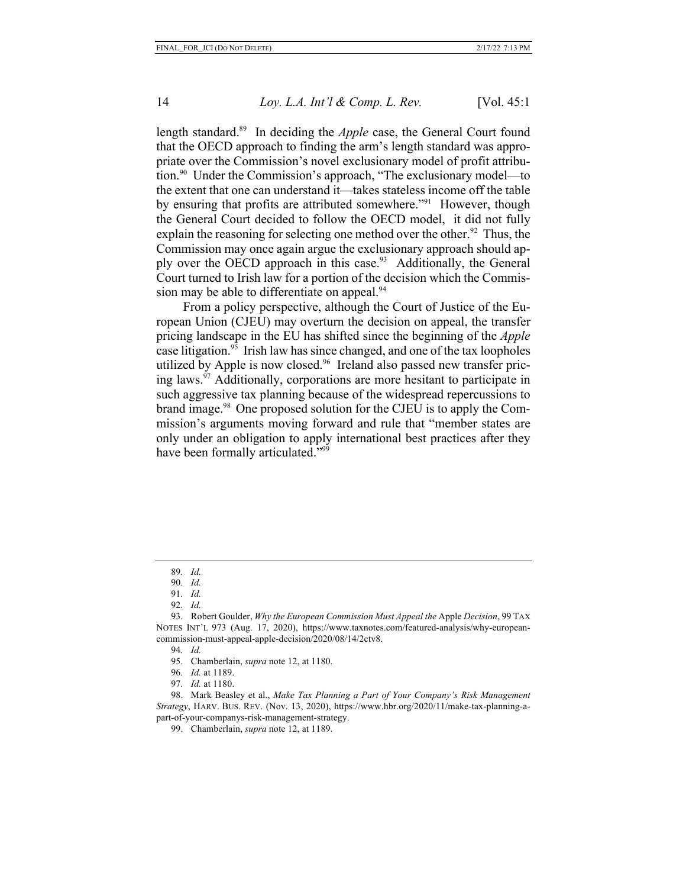length standard.[89] In deciding the *Apple* case, the General Court found that the OECD approach to finding the arm's length standard was appropriate over the Commission's novel exclusionary model of profit attribution.[90] Under the Commission's approach, "The exclusionary model—to the extent that one can understand it—takes stateless income off the table by ensuring that profits are attributed somewhere."[91] However, though the General Court decided to follow the OECD model, it did not fully explain the reasoning for selecting one method over the other.[92] Thus, the Commission may once again argue the exclusionary approach should apply over the OECD approach in this case.[93] Additionally, the General Court turned to Irish law for a portion of the decision which the Commission may be able to differentiate on appeal.[94]

From a policy perspective, although the Court of Justice of the European Union (CJEU) may overturn the decision on appeal, the transfer pricing landscape in the EU has shifted since the beginning of the *Apple* case litigation.[95] Irish law has since changed, and one of the tax loopholes utilized by Apple is now closed.[96] Ireland also passed new transfer pricing laws.[97] Additionally, corporations are more hesitant to participate in such aggressive tax planning because of the widespread repercussions to brand image.[98] One proposed solution for the CJEU is to apply the Commission's arguments moving forward and rule that "member states are only under an obligation to apply international best practices after they have been formally articulated."[99]

---

89. *Id.*

90. *Id.*

91. *Id.*

92. *Id.*

93. Robert Goulder, *Why the European Commission Must Appeal the* Apple *Decision*, 99 TAX NOTES INT'L 973 (Aug. 17, 2020), https://www.taxnotes.com/featured-analysis/why-european-commission-must-appeal-apple-decision/2020/08/14/2ctv8.

94. *Id.*

95. Chamberlain, *supra* note 12, at 1180.

96. *Id.* at 1189.

97. *Id.* at 1180.

98. Mark Beasley et al., *Make Tax Planning a Part of Your Company's Risk Management Strategy*, HARV. BUS. REV. (Nov. 13, 2020), https://www.hbr.org/2020/11/make-tax-planning-a-part-of-your-companys-risk-management-strategy.

99. Chamberlain, *supra* note 12, at 1189.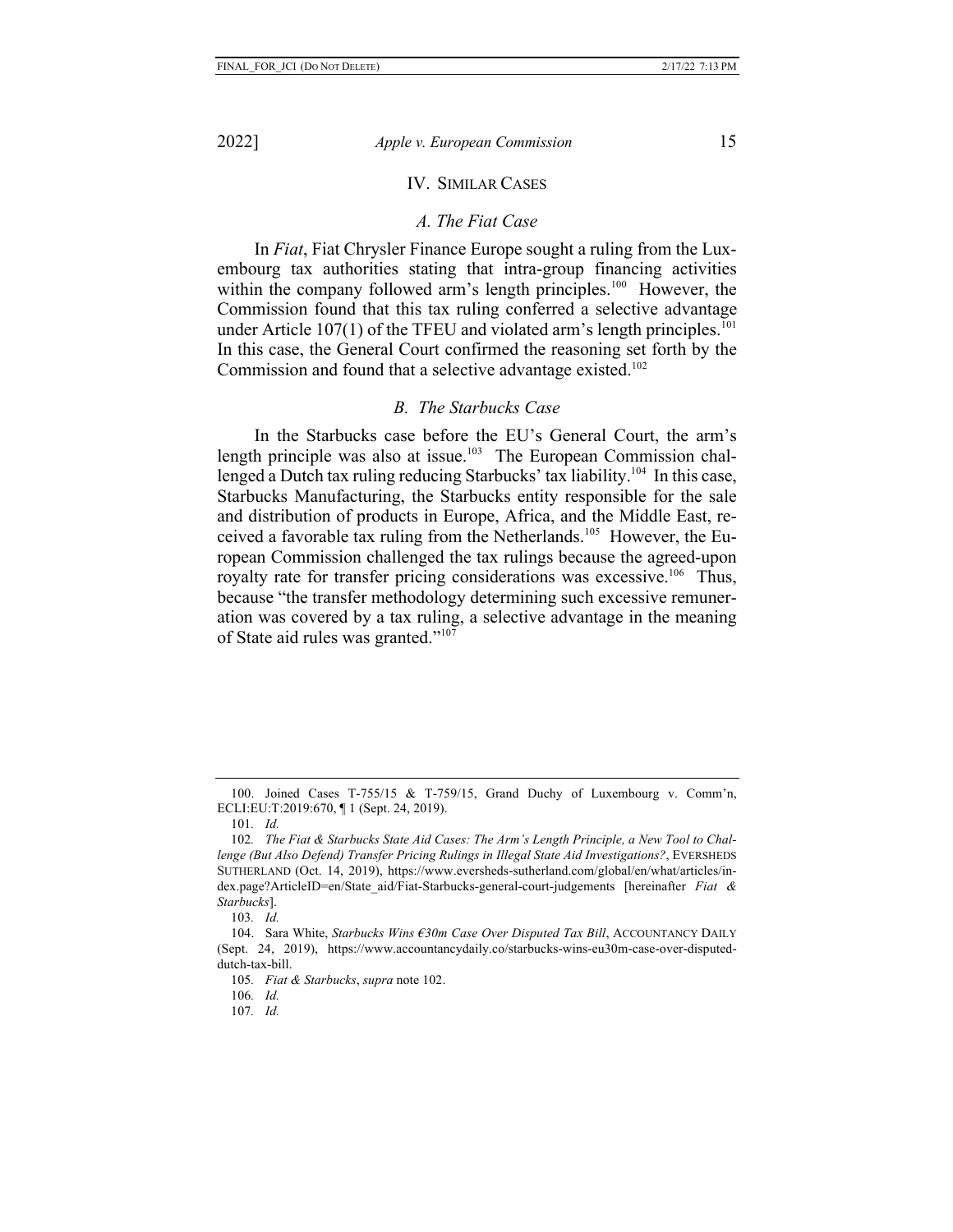## IV. Similar Cases

### *A. The Fiat Case*

In *Fiat*, Fiat Chrysler Finance Europe sought a ruling from the Luxembourg tax authorities stating that intra-group financing activities within the company followed arm's length principles.[100] However, the Commission found that this tax ruling conferred a selective advantage under Article 107(1) of the TFEU and violated arm's length principles.[101] In this case, the General Court confirmed the reasoning set forth by the Commission and found that a selective advantage existed.[102]

### *B. The Starbucks Case*

In the Starbucks case before the EU's General Court, the arm's length principle was also at issue.[103] The European Commission challenged a Dutch tax ruling reducing Starbucks' tax liability.[104] In this case, Starbucks Manufacturing, the Starbucks entity responsible for the sale and distribution of products in Europe, Africa, and the Middle East, received a favorable tax ruling from the Netherlands.[105] However, the European Commission challenged the tax rulings because the agreed-upon royalty rate for transfer pricing considerations was excessive.[106] Thus, because "the transfer methodology determining such excessive remuneration was covered by a tax ruling, a selective advantage in the meaning of State aid rules was granted."[107]

---

100. Joined Cases T-755/15 & T-759/15, Grand Duchy of Luxembourg v. Comm'n, ECLI:EU:T:2019:670, ¶ 1 (Sept. 24, 2019).

101. *Id.*

102. *The Fiat & Starbucks State Aid Cases: The Arm's Length Principle, a New Tool to Challenge (But Also Defend) Transfer Pricing Rulings in Illegal State Aid Investigations?*, EVERSHEDS SUTHERLAND (Oct. 14, 2019), https://www.eversheds-sutherland.com/global/en/what/articles/index.page?ArticleID=en/State_aid/Fiat-Starbucks-general-court-judgements [hereinafter *Fiat & Starbucks*].

103. *Id.*

104. Sara White, *Starbucks Wins €30m Case Over Disputed Tax Bill*, ACCOUNTANCY DAILY (Sept. 24, 2019), https://www.accountancydaily.co/starbucks-wins-eu30m-case-over-disputed-dutch-tax-bill.

105. *Fiat & Starbucks*, *supra* note 102.

106. *Id.*

107. *Id.*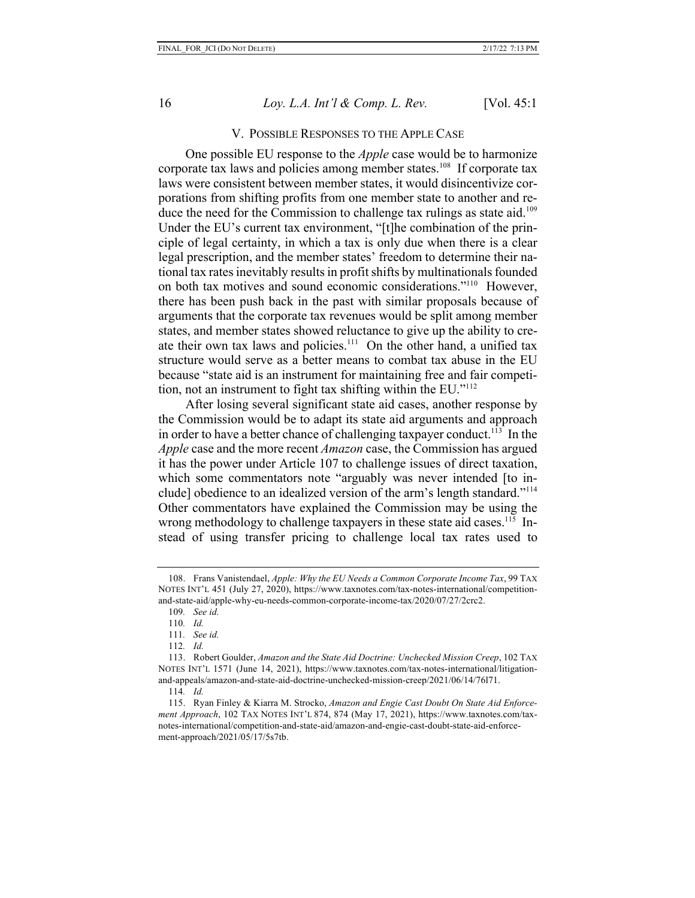## V. Possible Responses to the Apple Case

One possible EU response to the *Apple* case would be to harmonize corporate tax laws and policies among member states.[108] If corporate tax laws were consistent between member states, it would disincentivize corporations from shifting profits from one member state to another and reduce the need for the Commission to challenge tax rulings as state aid.[109] Under the EU's current tax environment, "[t]he combination of the principle of legal certainty, in which a tax is only due when there is a clear legal prescription, and the member states' freedom to determine their national tax rates inevitably results in profit shifts by multinationals founded on both tax motives and sound economic considerations."[110] However, there has been push back in the past with similar proposals because of arguments that the corporate tax revenues would be split among member states, and member states showed reluctance to give up the ability to create their own tax laws and policies.[111] On the other hand, a unified tax structure would serve as a better means to combat tax abuse in the EU because "state aid is an instrument for maintaining free and fair competition, not an instrument to fight tax shifting within the EU."[112]

After losing several significant state aid cases, another response by the Commission would be to adapt its state aid arguments and approach in order to have a better chance of challenging taxpayer conduct.[113] In the *Apple* case and the more recent *Amazon* case, the Commission has argued it has the power under Article 107 to challenge issues of direct taxation, which some commentators note "arguably was never intended [to include] obedience to an idealized version of the arm's length standard."[114] Other commentators have explained the Commission may be using the wrong methodology to challenge taxpayers in these state aid cases.[115] Instead of using transfer pricing to challenge local tax rates used to

---

108. Frans Vanistendael, *Apple: Why the EU Needs a Common Corporate Income Tax*, 99 TAX NOTES INT'L 451 (July 27, 2020), https://www.taxnotes.com/tax-notes-international/competition-and-state-aid/apple-why-eu-needs-common-corporate-income-tax/2020/07/27/2crc2.

109. *See id.*

110. *Id.*

111. *See id.*

112. *Id.*

113. Robert Goulder, *Amazon and the State Aid Doctrine: Unchecked Mission Creep*, 102 TAX NOTES INT'L 1571 (June 14, 2021), https://www.taxnotes.com/tax-notes-international/litigation-and-appeals/amazon-and-state-aid-doctrine-unchecked-mission-creep/2021/06/14/76l71.

114. *Id.*

115. Ryan Finley & Kiarra M. Strocko, *Amazon and Engie Cast Doubt On State Aid Enforcement Approach*, 102 TAX NOTES INT'L 874, 874 (May 17, 2021), https://www.taxnotes.com/tax-notes-international/competition-and-state-aid/amazon-and-engie-cast-doubt-state-aid-enforcement-approach/2021/05/17/5s7tb.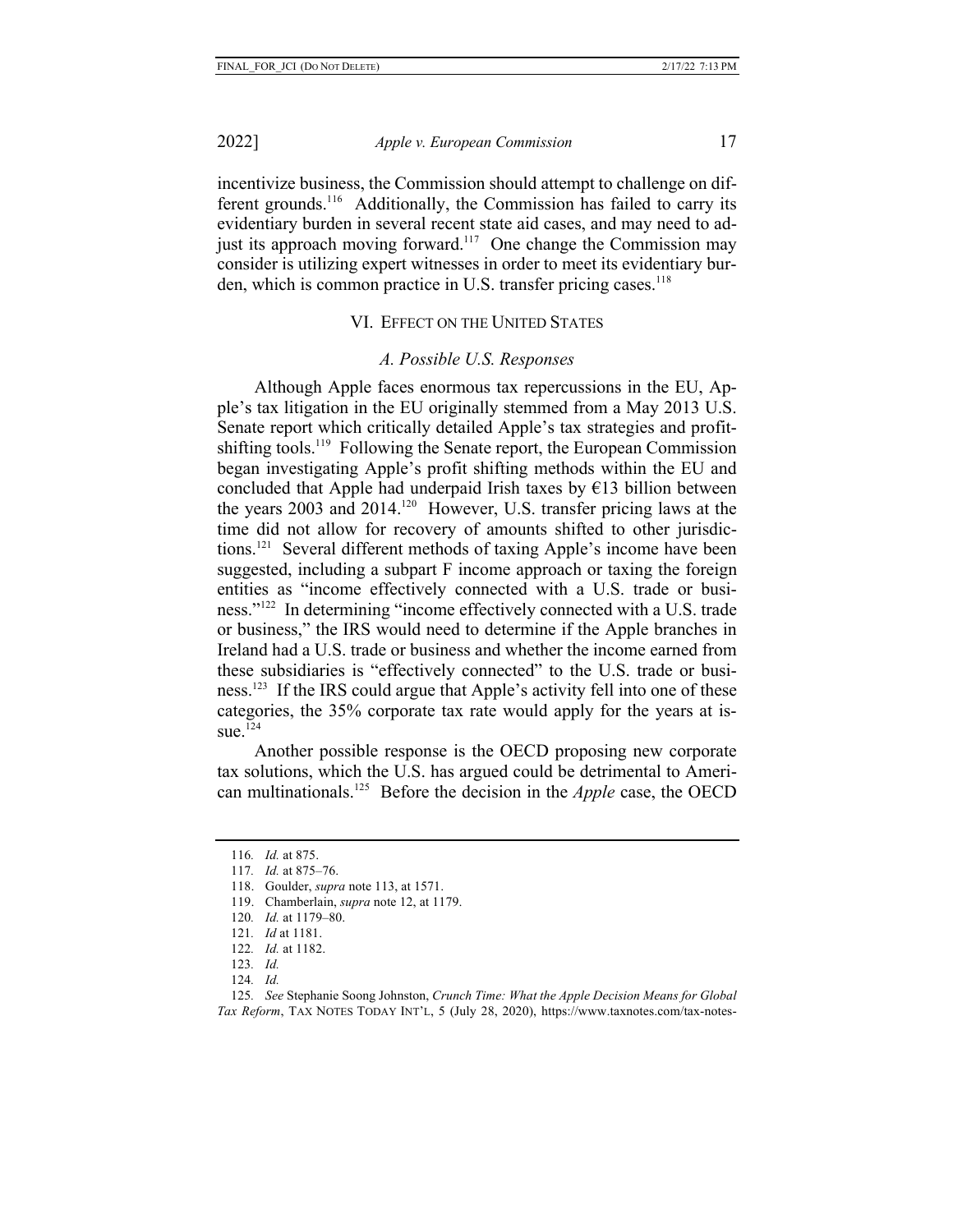incentivize business, the Commission should attempt to challenge on different grounds.[116] Additionally, the Commission has failed to carry its evidentiary burden in several recent state aid cases, and may need to adjust its approach moving forward.[117] One change the Commission may consider is utilizing expert witnesses in order to meet its evidentiary burden, which is common practice in U.S. transfer pricing cases.[118]

## VI. EFFECT ON THE UNITED STATES

### *A. Possible U.S. Responses*

Although Apple faces enormous tax repercussions in the EU, Apple's tax litigation in the EU originally stemmed from a May 2013 U.S. Senate report which critically detailed Apple's tax strategies and profit-shifting tools.[119] Following the Senate report, the European Commission began investigating Apple's profit shifting methods within the EU and concluded that Apple had underpaid Irish taxes by €13 billion between the years 2003 and 2014.[120] However, U.S. transfer pricing laws at the time did not allow for recovery of amounts shifted to other jurisdictions.[121] Several different methods of taxing Apple's income have been suggested, including a subpart F income approach or taxing the foreign entities as "income effectively connected with a U.S. trade or business."[122] In determining "income effectively connected with a U.S. trade or business," the IRS would need to determine if the Apple branches in Ireland had a U.S. trade or business and whether the income earned from these subsidiaries is "effectively connected" to the U.S. trade or business.[123] If the IRS could argue that Apple's activity fell into one of these categories, the 35% corporate tax rate would apply for the years at issue.[124]

Another possible response is the OECD proposing new corporate tax solutions, which the U.S. has argued could be detrimental to American multinationals.[125] Before the decision in the *Apple* case, the OECD

---

116. *Id.* at 875.

117. *Id.* at 875–76.

118. Goulder, *supra* note 113, at 1571.

119. Chamberlain, *supra* note 12, at 1179.

120. *Id.* at 1179–80.

121. *Id* at 1181.

122. *Id.* at 1182.

123. *Id.*

124. *Id.*

125. *See* Stephanie Soong Johnston, *Crunch Time: What the Apple Decision Means for Global Tax Reform*, TAX NOTES TODAY INT'L, 5 (July 28, 2020), https://www.taxnotes.com/tax-notes-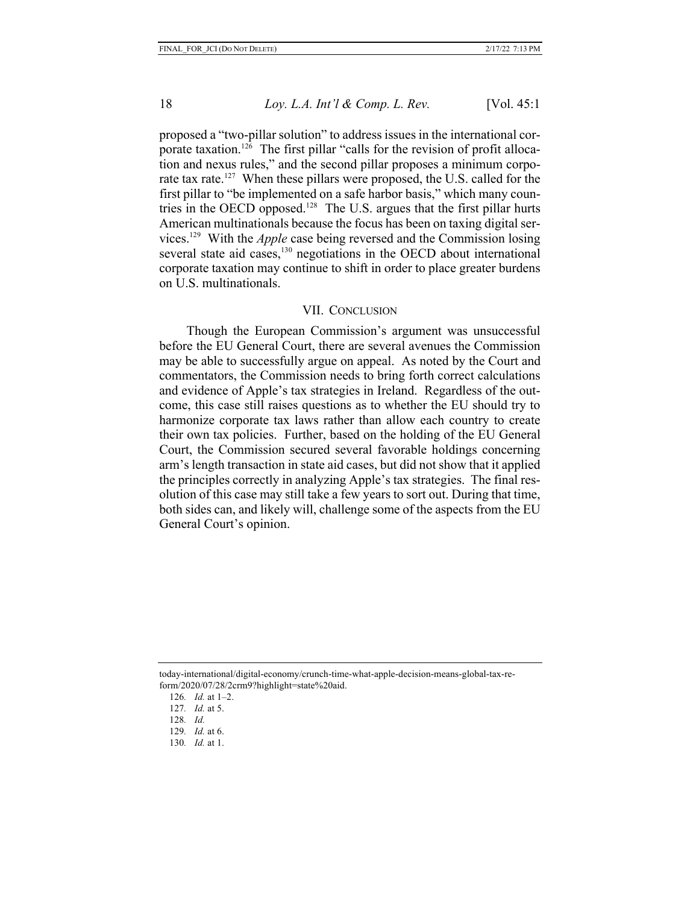proposed a "two-pillar solution" to address issues in the international corporate taxation.[126] The first pillar "calls for the revision of profit allocation and nexus rules," and the second pillar proposes a minimum corporate tax rate.[127] When these pillars were proposed, the U.S. called for the first pillar to "be implemented on a safe harbor basis," which many countries in the OECD opposed.[128] The U.S. argues that the first pillar hurts American multinationals because the focus has been on taxing digital services.[129] With the *Apple* case being reversed and the Commission losing several state aid cases,[130] negotiations in the OECD about international corporate taxation may continue to shift in order to place greater burdens on U.S. multinationals.

## VII. CONCLUSION

Though the European Commission's argument was unsuccessful before the EU General Court, there are several avenues the Commission may be able to successfully argue on appeal. As noted by the Court and commentators, the Commission needs to bring forth correct calculations and evidence of Apple's tax strategies in Ireland. Regardless of the outcome, this case still raises questions as to whether the EU should try to harmonize corporate tax laws rather than allow each country to create their own tax policies. Further, based on the holding of the EU General Court, the Commission secured several favorable holdings concerning arm's length transaction in state aid cases, but did not show that it applied the principles correctly in analyzing Apple's tax strategies. The final resolution of this case may still take a few years to sort out. During that time, both sides can, and likely will, challenge some of the aspects from the EU General Court's opinion.

---

today-international/digital-economy/crunch-time-what-apple-decision-means-global-tax-reform/2020/07/28/2crm9?highlight=state%20aid.

126. *Id.* at 1–2.

127. *Id.* at 5.

128. *Id.*

129. *Id.* at 6.

130. *Id.* at 1.